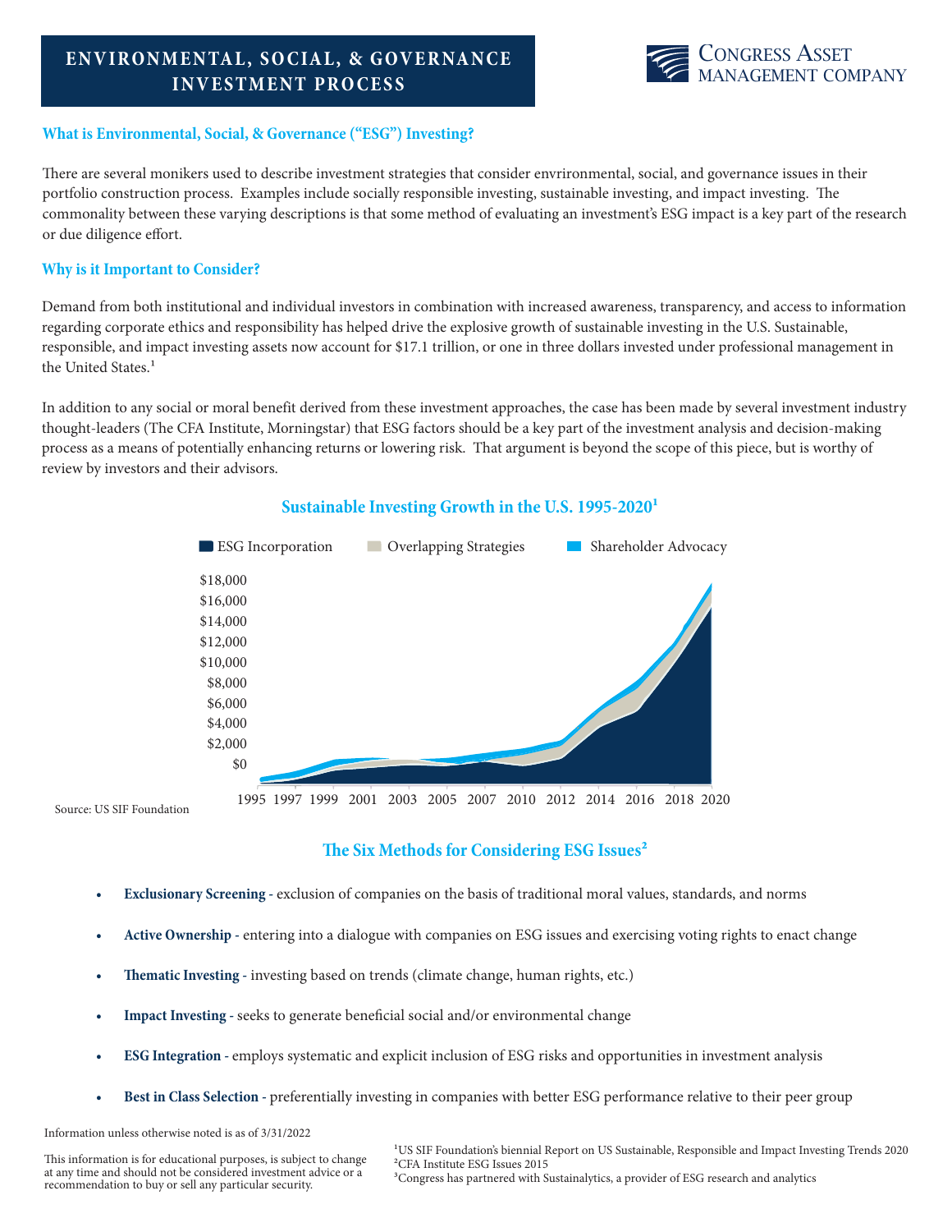# ENVIRONMENTAL, SOCIAL, & GOVERNANCE INVESTMENT PROCESS

CONGRESS ASSET MANAGEMENT COMPANY

### What is Environmental, Social, & Governance ("ESG") Investing?

There are several monikers used to describe investment strategies that consider envrironmental, social, and governance issues in their portfolio construction process. Examples include socially responsible investing, sustainable investing, and impact investing. The commonality between these varying descriptions is that some method of evaluating an investment's ESG impact is a key part of the research or due diligence effort.

### Why is it Important to Consider?

Demand from both institutional and individual investors in combination with increased awareness, transparency, and access to information regarding corporate ethics and responsibility has helped drive the explosive growth of sustainable investing in the U.S. Sustainable, responsible, and impact investing assets now account for $17.1 trillion, or one in three dollars invested under professional management in the United States.[1]

In addition to any social or moral benefit derived from these investment approaches, the case has been made by several investment industry thought-leaders (The CFA Institute, Morningstar) that ESG factors should be a key part of the investment analysis and decision-making process as a means of potentially enhancing returns or lowering risk. That argument is beyond the scope of this piece, but is worthy of review by investors and their advisors.

### Sustainable Investing Growth in the U.S. 1995-2020[1]

ESG Incorporation | Overlapping Strategies | Shareholder Advocacy

$18,000 · $16,000 · $14,000 · $12,000 · $10,000 · $8,000 · $6,000 · $4,000 · $2,000 · $0

1995 1997 1999 2001 2003 2005 2007 2010 2012 2014 2016 2018 2020

Source: US SIF Foundation

### The Six Methods for Considering ESG Issues[2]

- **Exclusionary Screening** - exclusion of companies on the basis of traditional moral values, standards, and norms
- **Active Ownership** - entering into a dialogue with companies on ESG issues and exercising voting rights to enact change
- **Thematic Investing** - investing based on trends (climate change, human rights, etc.)
- **Impact Investing** - seeks to generate beneficial social and/or environmental change
- **ESG Integration** - employs systematic and explicit inclusion of ESG risks and opportunities in investment analysis
- **Best in Class Selection** - preferentially investing in companies with better ESG performance relative to their peer group

Information unless otherwise noted is as of 3/31/2022

This information is for educational purposes, is subject to change at any time and should not be considered investment advice or a recommendation to buy or sell any particular security.

[1]US SIF Foundation's biennial Report on US Sustainable, Responsible and Impact Investing Trends 2020
[2]CFA Institute ESG Issues 2015
[3]Congress has partnered with Sustainalytics, a provider of ESG research and analytics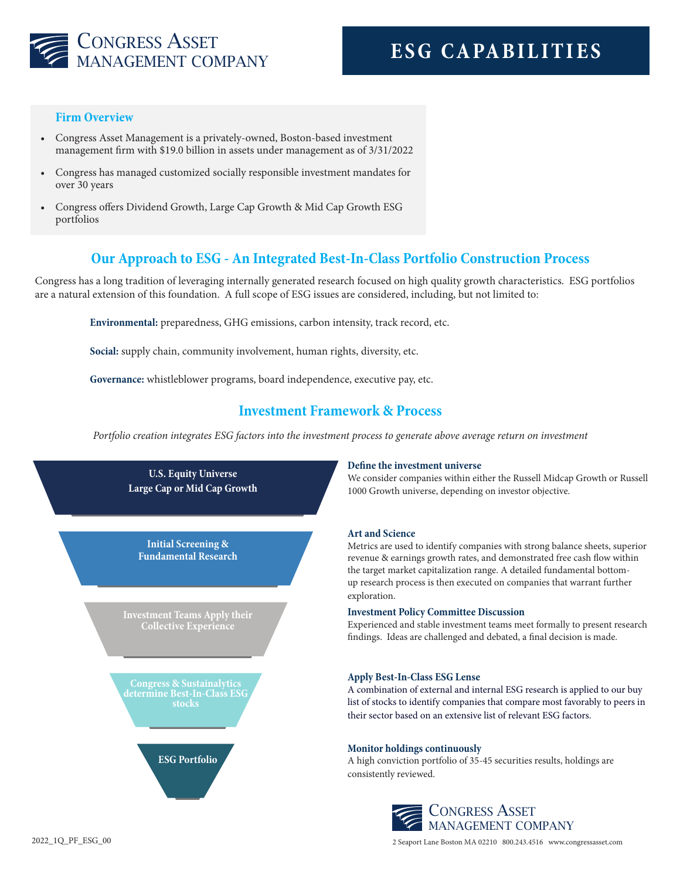# ESG CAPABILITIES

Congress Asset Management Company

### Firm Overview

- Congress Asset Management is a privately-owned, Boston-based investment management firm with $19.0 billion in assets under management as of 3/31/2022
- Congress has managed customized socially responsible investment mandates for over 30 years
- Congress offers Dividend Growth, Large Cap Growth & Mid Cap Growth ESG portfolios

## Our Approach to ESG - An Integrated Best-In-Class Portfolio Construction Process

Congress has a long tradition of leveraging internally generated research focused on high quality growth characteristics. ESG portfolios are a natural extension of this foundation. A full scope of ESG issues are considered, including, but not limited to:

**Environmental:** preparedness, GHG emissions, carbon intensity, track record, etc.

**Social:** supply chain, community involvement, human rights, diversity, etc.

**Governance:** whistleblower programs, board independence, executive pay, etc.

## Investment Framework & Process

*Portfolio creation integrates ESG factors into the investment process to generate above average return on investment*

U.S. Equity Universe
Large Cap or Mid Cap Growth

Initial Screening & Fundamental Research

Investment Teams Apply their Collective Experience

Congress & Sustainalytics determine Best-In-Class ESG stocks

ESG Portfolio

**Define the investment universe**
We consider companies within either the Russell Midcap Growth or Russell 1000 Growth universe, depending on investor objective.

**Art and Science**
Metrics are used to identify companies with strong balance sheets, superior revenue & earnings growth rates, and demonstrated free cash flow within the target market capitalization range. A detailed fundamental bottom-up research process is then executed on companies that warrant further exploration.

**Investment Policy Committee Discussion**
Experienced and stable investment teams meet formally to present research findings. Ideas are challenged and debated, a final decision is made.

**Apply Best-In-Class ESG Lense**
A combination of external and internal ESG research is applied to our buy list of stocks to identify companies that compare most favorably to peers in their sector based on an extensive list of relevant ESG factors.

**Monitor holdings continuously**
A high conviction portfolio of 35-45 securities results, holdings are consistently reviewed.

Congress Asset Management Company

2022_1Q_PF_ESG_00

2 Seaport Lane Boston MA 02210 800.243.4516 www.congressasset.com